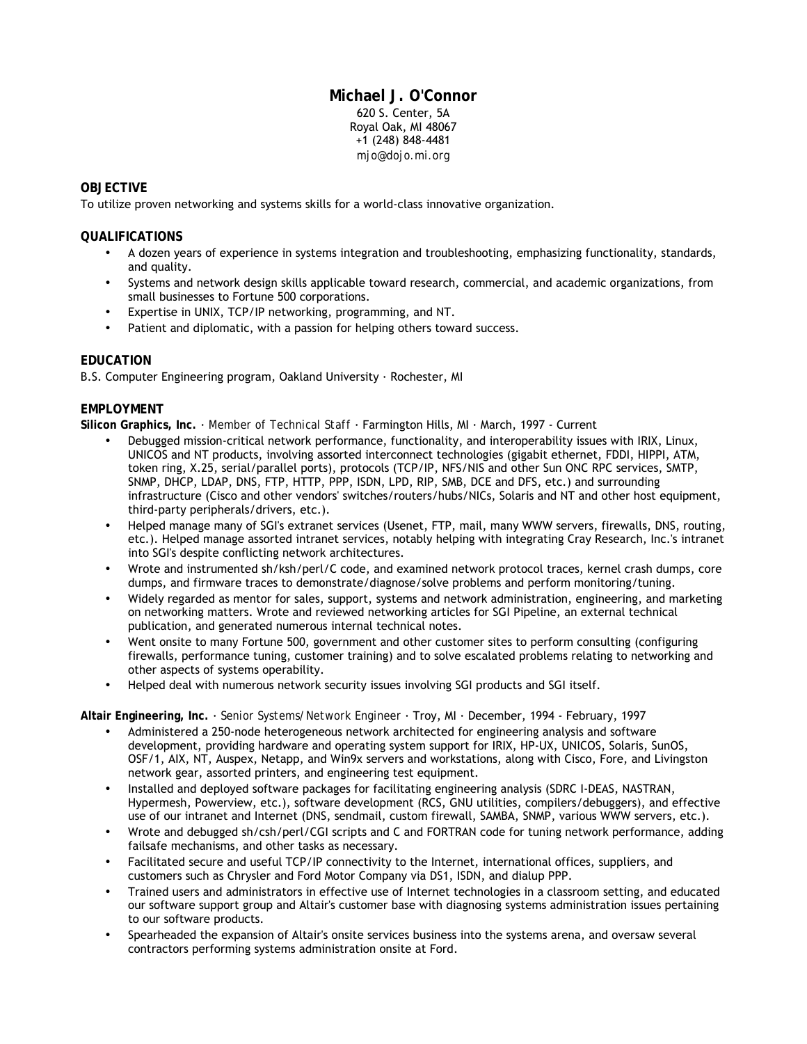# Michael J. O'Connor

620 S. Center, 5A
Royal Oak, MI 48067
+1 (248) 848-4481
mjo@dojo.mi.org

## OBJECTIVE

To utilize proven networking and systems skills for a world-class innovative organization.

## QUALIFICATIONS

- A dozen years of experience in systems integration and troubleshooting, emphasizing functionality, standards, and quality.
- Systems and network design skills applicable toward research, commercial, and academic organizations, from small businesses to Fortune 500 corporations.
- Expertise in UNIX, TCP/IP networking, programming, and NT.
- Patient and diplomatic, with a passion for helping others toward success.

## EDUCATION

B.S. Computer Engineering program, Oakland University · Rochester, MI

## EMPLOYMENT

**Silicon Graphics, Inc.** · *Member of Technical Staff* · Farmington Hills, MI · March, 1997 - Current

- Debugged mission-critical network performance, functionality, and interoperability issues with IRIX, Linux, UNICOS and NT products, involving assorted interconnect technologies (gigabit ethernet, FDDI, HIPPI, ATM, token ring, X.25, serial/parallel ports), protocols (TCP/IP, NFS/NIS and other Sun ONC RPC services, SMTP, SNMP, DHCP, LDAP, DNS, FTP, HTTP, PPP, ISDN, LPD, RIP, SMB, DCE and DFS, etc.) and surrounding infrastructure (Cisco and other vendors' switches/routers/hubs/NICs, Solaris and NT and other host equipment, third-party peripherals/drivers, etc.).
- Helped manage many of SGI's extranet services (Usenet, FTP, mail, many WWW servers, firewalls, DNS, routing, etc.). Helped manage assorted intranet services, notably helping with integrating Cray Research, Inc.'s intranet into SGI's despite conflicting network architectures.
- Wrote and instrumented sh/ksh/perl/C code, and examined network protocol traces, kernel crash dumps, core dumps, and firmware traces to demonstrate/diagnose/solve problems and perform monitoring/tuning.
- Widely regarded as mentor for sales, support, systems and network administration, engineering, and marketing on networking matters. Wrote and reviewed networking articles for SGI Pipeline, an external technical publication, and generated numerous internal technical notes.
- Went onsite to many Fortune 500, government and other customer sites to perform consulting (configuring firewalls, performance tuning, customer training) and to solve escalated problems relating to networking and other aspects of systems operability.
- Helped deal with numerous network security issues involving SGI products and SGI itself.

**Altair Engineering, Inc.** · *Senior Systems/Network Engineer* · Troy, MI · December, 1994 - February, 1997

- Administered a 250-node heterogeneous network architected for engineering analysis and software development, providing hardware and operating system support for IRIX, HP-UX, UNICOS, Solaris, SunOS, OSF/1, AIX, NT, Auspex, Netapp, and Win9x servers and workstations, along with Cisco, Fore, and Livingston network gear, assorted printers, and engineering test equipment.
- Installed and deployed software packages for facilitating engineering analysis (SDRC I-DEAS, NASTRAN, Hypermesh, Powerview, etc.), software development (RCS, GNU utilities, compilers/debuggers), and effective use of our intranet and Internet (DNS, sendmail, custom firewall, SAMBA, SNMP, various WWW servers, etc.).
- Wrote and debugged sh/csh/perl/CGI scripts and C and FORTRAN code for tuning network performance, adding failsafe mechanisms, and other tasks as necessary.
- Facilitated secure and useful TCP/IP connectivity to the Internet, international offices, suppliers, and customers such as Chrysler and Ford Motor Company via DS1, ISDN, and dialup PPP.
- Trained users and administrators in effective use of Internet technologies in a classroom setting, and educated our software support group and Altair's customer base with diagnosing systems administration issues pertaining to our software products.
- Spearheaded the expansion of Altair's onsite services business into the systems arena, and oversaw several contractors performing systems administration onsite at Ford.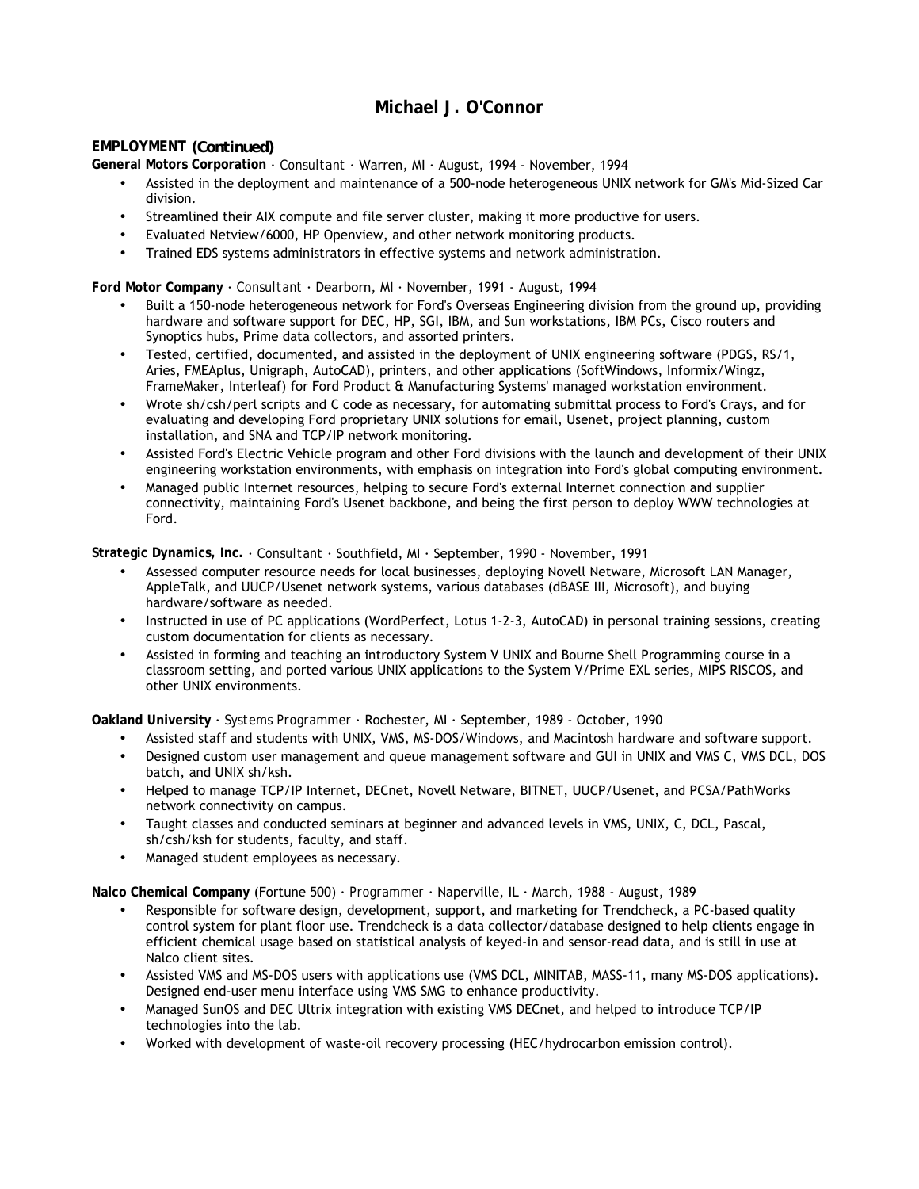## EMPLOYMENT *(Continued)*

**General Motors Corporation** · *Consultant* · Warren, MI · August, 1994 - November, 1994

- Assisted in the deployment and maintenance of a 500-node heterogeneous UNIX network for GM's Mid-Sized Car division.
- Streamlined their AIX compute and file server cluster, making it more productive for users.
- Evaluated Netview/6000, HP Openview, and other network monitoring products.
- Trained EDS systems administrators in effective systems and network administration.

**Ford Motor Company** · *Consultant* · Dearborn, MI · November, 1991 - August, 1994

- Built a 150-node heterogeneous network for Ford's Overseas Engineering division from the ground up, providing hardware and software support for DEC, HP, SGI, IBM, and Sun workstations, IBM PCs, Cisco routers and Synoptics hubs, Prime data collectors, and assorted printers.
- Tested, certified, documented, and assisted in the deployment of UNIX engineering software (PDGS, RS/1, Aries, FMEAplus, Unigraph, AutoCAD), printers, and other applications (SoftWindows, Informix/Wingz, FrameMaker, Interleaf) for Ford Product & Manufacturing Systems' managed workstation environment.
- Wrote sh/csh/perl scripts and C code as necessary, for automating submittal process to Ford's Crays, and for evaluating and developing Ford proprietary UNIX solutions for email, Usenet, project planning, custom installation, and SNA and TCP/IP network monitoring.
- Assisted Ford's Electric Vehicle program and other Ford divisions with the launch and development of their UNIX engineering workstation environments, with emphasis on integration into Ford's global computing environment.
- Managed public Internet resources, helping to secure Ford's external Internet connection and supplier connectivity, maintaining Ford's Usenet backbone, and being the first person to deploy WWW technologies at Ford.

**Strategic Dynamics, Inc.** · *Consultant* · Southfield, MI · September, 1990 - November, 1991

- Assessed computer resource needs for local businesses, deploying Novell Netware, Microsoft LAN Manager, AppleTalk, and UUCP/Usenet network systems, various databases (dBASE III, Microsoft), and buying hardware/software as needed.
- Instructed in use of PC applications (WordPerfect, Lotus 1-2-3, AutoCAD) in personal training sessions, creating custom documentation for clients as necessary.
- Assisted in forming and teaching an introductory System V UNIX and Bourne Shell Programming course in a classroom setting, and ported various UNIX applications to the System V/Prime EXL series, MIPS RISCOS, and other UNIX environments.

**Oakland University** · *Systems Programmer* · Rochester, MI · September, 1989 - October, 1990

- Assisted staff and students with UNIX, VMS, MS-DOS/Windows, and Macintosh hardware and software support.
- Designed custom user management and queue management software and GUI in UNIX and VMS C, VMS DCL, DOS batch, and UNIX sh/ksh.
- Helped to manage TCP/IP Internet, DECnet, Novell Netware, BITNET, UUCP/Usenet, and PCSA/PathWorks network connectivity on campus.
- Taught classes and conducted seminars at beginner and advanced levels in VMS, UNIX, C, DCL, Pascal, sh/csh/ksh for students, faculty, and staff.
- Managed student employees as necessary.

**Nalco Chemical Company** (Fortune 500) · *Programmer* · Naperville, IL · March, 1988 - August, 1989

- Responsible for software design, development, support, and marketing for Trendcheck, a PC-based quality control system for plant floor use. Trendcheck is a data collector/database designed to help clients engage in efficient chemical usage based on statistical analysis of keyed-in and sensor-read data, and is still in use at Nalco client sites.
- Assisted VMS and MS-DOS users with applications use (VMS DCL, MINITAB, MASS-11, many MS-DOS applications). Designed end-user menu interface using VMS SMG to enhance productivity.
- Managed SunOS and DEC Ultrix integration with existing VMS DECnet, and helped to introduce TCP/IP technologies into the lab.
- Worked with development of waste-oil recovery processing (HEC/hydrocarbon emission control).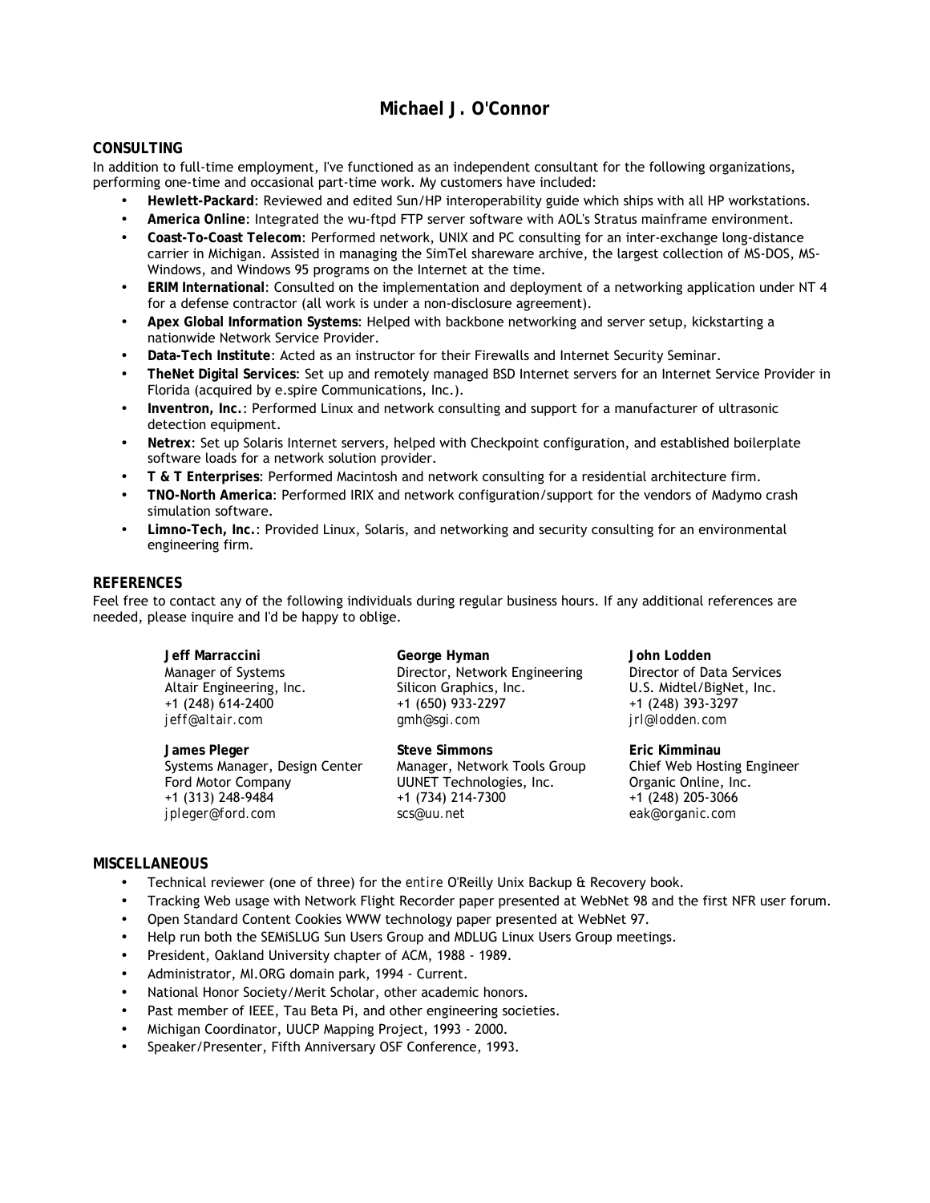# Michael J. O'Connor

## CONSULTING

In addition to full-time employment, I've functioned as an independent consultant for the following organizations, performing one-time and occasional part-time work. My customers have included:

- **Hewlett-Packard**: Reviewed and edited Sun/HP interoperability guide which ships with all HP workstations.
- **America Online**: Integrated the wu-ftpd FTP server software with AOL's Stratus mainframe environment.
- **Coast-To-Coast Telecom**: Performed network, UNIX and PC consulting for an inter-exchange long-distance carrier in Michigan. Assisted in managing the SimTel shareware archive, the largest collection of MS-DOS, MS-Windows, and Windows 95 programs on the Internet at the time.
- **ERIM International**: Consulted on the implementation and deployment of a networking application under NT 4 for a defense contractor (all work is under a non-disclosure agreement).
- **Apex Global Information Systems**: Helped with backbone networking and server setup, kickstarting a nationwide Network Service Provider.
- **Data-Tech Institute**: Acted as an instructor for their Firewalls and Internet Security Seminar.
- **TheNet Digital Services**: Set up and remotely managed BSD Internet servers for an Internet Service Provider in Florida (acquired by e.spire Communications, Inc.).
- **Inventron, Inc.**: Performed Linux and network consulting and support for a manufacturer of ultrasonic detection equipment.
- **Netrex**: Set up Solaris Internet servers, helped with Checkpoint configuration, and established boilerplate software loads for a network solution provider.
- **T & T Enterprises**: Performed Macintosh and network consulting for a residential architecture firm.
- **TNO-North America**: Performed IRIX and network configuration/support for the vendors of Madymo crash simulation software.
- **Limno-Tech, Inc.**: Provided Linux, Solaris, and networking and security consulting for an environmental engineering firm.

## REFERENCES

Feel free to contact any of the following individuals during regular business hours. If any additional references are needed, please inquire and I'd be happy to oblige.

**Jeff Marraccini**
Manager of Systems
Altair Engineering, Inc.
+1 (248) 614-2400
jeff@altair.com

**George Hyman**
Director, Network Engineering
Silicon Graphics, Inc.
+1 (650) 933-2297
gmh@sgi.com

**John Lodden**
Director of Data Services
U.S. Midtel/BigNet, Inc.
+1 (248) 393-3297
jrl@lodden.com

**James Pleger**
Systems Manager, Design Center
Ford Motor Company
+1 (313) 248-9484
jpleger@ford.com

**Steve Simmons**
Manager, Network Tools Group
UUNET Technologies, Inc.
+1 (734) 214-7300
scs@uu.net

**Eric Kimminau**
Chief Web Hosting Engineer
Organic Online, Inc.
+1 (248) 205-3066
eak@organic.com

## MISCELLANEOUS

- Technical reviewer (one of three) for the *entire* O'Reilly Unix Backup & Recovery book.
- Tracking Web usage with Network Flight Recorder paper presented at WebNet 98 and the first NFR user forum.
- Open Standard Content Cookies WWW technology paper presented at WebNet 97.
- Help run both the SEMiSLUG Sun Users Group and MDLUG Linux Users Group meetings.
- President, Oakland University chapter of ACM, 1988 - 1989.
- Administrator, MI.ORG domain park, 1994 - Current.
- National Honor Society/Merit Scholar, other academic honors.
- Past member of IEEE, Tau Beta Pi, and other engineering societies.
- Michigan Coordinator, UUCP Mapping Project, 1993 - 2000.
- Speaker/Presenter, Fifth Anniversary OSF Conference, 1993.